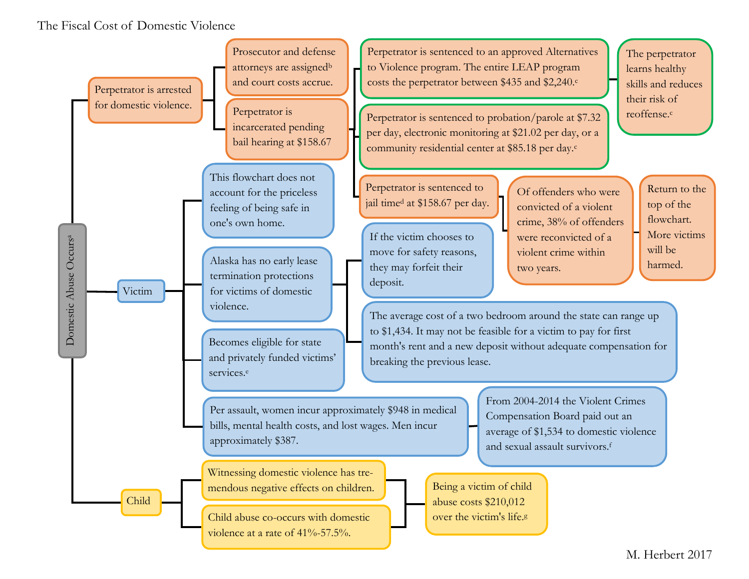# The Fiscal Cost of Domestic Violence

**Domestic Abuse Occurs**[a]

## Perpetrator

- Perpetrator is arrested for domestic violence.
  - Prosecutor and defense attorneys are assigned[b] and court costs accrue.
  - Perpetrator is incarcerated pending bail hearing at $158.67
    - Perpetrator is sentenced to an approved Alternatives to Violence program. The entire LEAP program costs the perpetrator between $435 and $2,240.[c]
      - The perpetrator learns healthy skills and reduces their risk of reoffense.[c]
    - Perpetrator is sentenced to probation/parole at $7.32 per day, electronic monitoring at $21.02 per day, or a community residential center at $85.18 per day.[c]
    - Perpetrator is sentenced to jail time[d] at $158.67 per day.
      - Of offenders who were convicted of a violent crime, 38% of offenders were reconvicted of a violent crime within two years.
        - Return to the top of the flowchart. More victims will be harmed.

## Victim

- This flowchart does not account for the priceless feeling of being safe in one's own home.
- Alaska has no early lease termination protections for victims of domestic violence.
  - If the victim chooses to move for safety reasons, they may forfeit their deposit.
  - The average cost of a two bedroom around the state can range up to $1,434. It may not be feasible for a victim to pay for first month's rent and a new deposit without adequate compensation for breaking the previous lease.
- Becomes eligible for state and privately funded victims' services.[e]
- Per assault, women incur approximately $948 in medical bills, mental health costs, and lost wages. Men incur approximately $387.
  - From 2004-2014 the Violent Crimes Compensation Board paid out an average of $1,534 to domestic violence and sexual assault survivors.[f]

## Child

- Witnessing domestic violence has tremendous negative effects on children.
- Child abuse co-occurs with domestic violence at a rate of 41%-57.5%.
  - Being a victim of child abuse costs $210,012 over the victim's life.[g]

M. Herbert 2017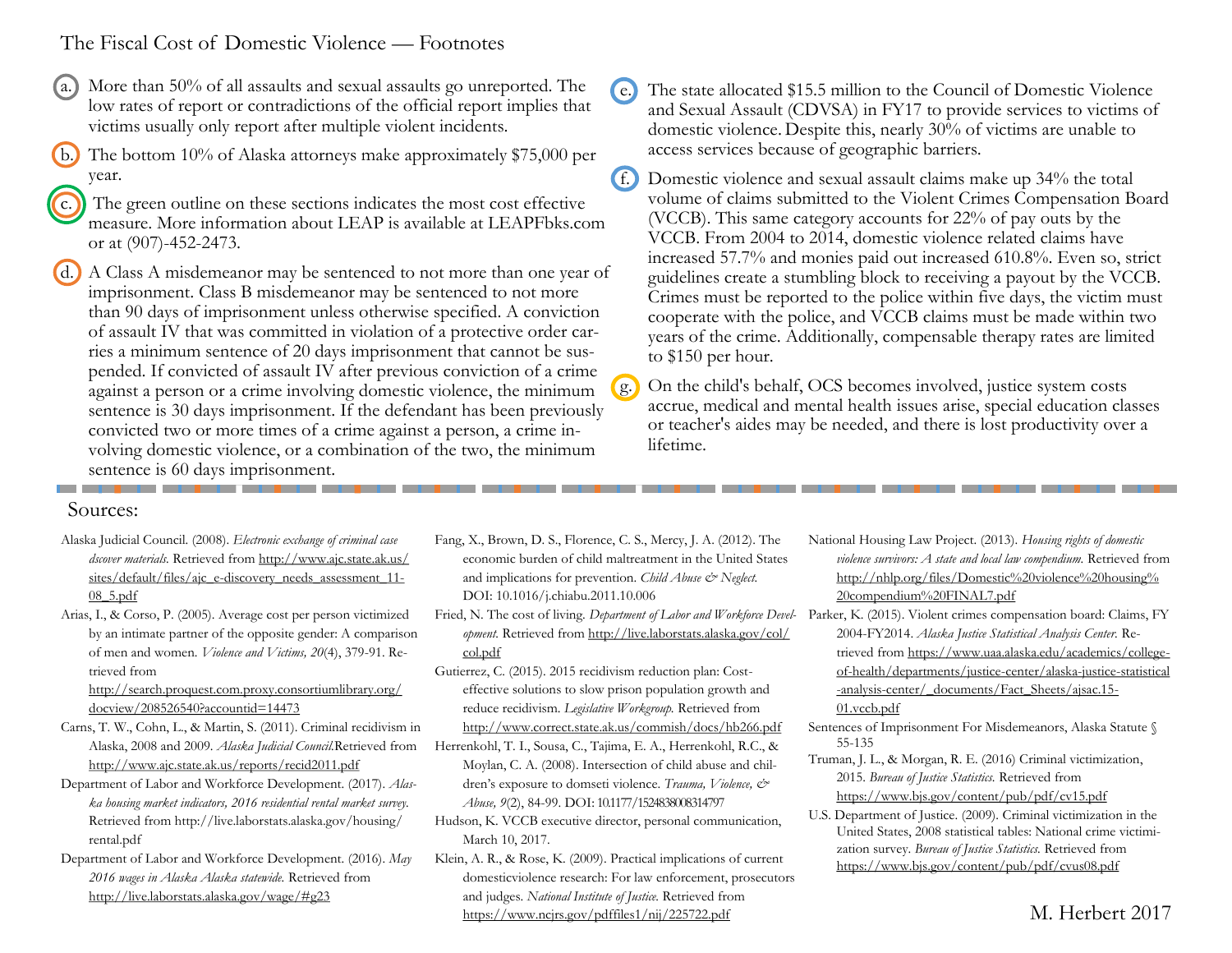# The Fiscal Cost of Domestic Violence — Footnotes

a. More than 50% of all assaults and sexual assaults go unreported. The low rates of report or contradictions of the official report implies that victims usually only report after multiple violent incidents.

b. The bottom 10% of Alaska attorneys make approximately $75,000 per year.

c. The green outline on these sections indicates the most cost effective measure. More information about LEAP is available at LEAPFbks.com or at (907)-452-2473.

d. A Class A misdemeanor may be sentenced to not more than one year of imprisonment. Class B misdemeanor may be sentenced to not more than 90 days of imprisonment unless otherwise specified. A conviction of assault IV that was committed in violation of a protective order carries a minimum sentence of 20 days imprisonment that cannot be suspended. If convicted of assault IV after previous conviction of a crime against a person or a crime involving domestic violence, the minimum sentence is 30 days imprisonment. If the defendant has been previously convicted two or more times of a crime against a person, a crime involving domestic violence, or a combination of the two, the minimum sentence is 60 days imprisonment.

e. The state allocated $15.5 million to the Council of Domestic Violence and Sexual Assault (CDVSA) in FY17 to provide services to victims of domestic violence. Despite this, nearly 30% of victims are unable to access services because of geographic barriers.

f. Domestic violence and sexual assault claims make up 34% the total volume of claims submitted to the Violent Crimes Compensation Board (VCCB). This same category accounts for 22% of pay outs by the VCCB. From 2004 to 2014, domestic violence related claims have increased 57.7% and monies paid out increased 610.8%. Even so, strict guidelines create a stumbling block to receiving a payout by the VCCB. Crimes must be reported to the police within five days, the victim must cooperate with the police, and VCCB claims must be made within two years of the crime. Additionally, compensable therapy rates are limited to $150 per hour.

g. On the child's behalf, OCS becomes involved, justice system costs accrue, medical and mental health issues arise, special education classes or teacher's aides may be needed, and there is lost productivity over a lifetime.

## Sources:

Alaska Judicial Council. (2008). *Electronic exchange of criminal case dscover materials.* Retrieved from http://www.ajc.state.ak.us/sites/default/files/ajc_e-discovery_needs_assessment_11-08_5.pdf

Arias, I., & Corso, P. (2005). Average cost per person victimized by an intimate partner of the opposite gender: A comparison of men and women. *Violence and Victims, 20*(4), 379-91. Retrieved from http://search.proquest.com.proxy.consortiumlibrary.org/docview/208526540?accountid=14473

Carns, T. W., Cohn, L., & Martin, S. (2011). Criminal recidivism in Alaska, 2008 and 2009. *Alaska Judicial Council.*Retrieved from http://www.ajc.state.ak.us/reports/recid2011.pdf

Department of Labor and Workforce Development. (2017). *Alaska housing market indicators, 2016 residential rental market survey.* Retrieved from http://live.laborstats.alaska.gov/housing/rental.pdf

Department of Labor and Workforce Development. (2016). *May 2016 wages in Alaska Alaska statewide.* Retrieved from http://live.laborstats.alaska.gov/wage/#g23

Fang, X., Brown, D. S., Florence, C. S., Mercy, J. A. (2012). The economic burden of child maltreatment in the United States and implications for prevention. *Child Abuse & Neglect.* DOI: 10.1016/j.chiabu.2011.10.006

Fried, N. The cost of living. *Department of Labor and Workforce Development.* Retrieved from http://live.laborstats.alaska.gov/col/col.pdf

Gutierrez, C. (2015). 2015 recidivism reduction plan: Cost-effective solutions to slow prison population growth and reduce recidivism. *Legislative Workgroup.* Retrieved from http://www.correct.state.ak.us/commish/docs/hb266.pdf

Herrenkohl, T. I., Sousa, C., Tajima, E. A., Herrenkohl, R.C., & Moylan, C. A. (2008). Intersection of child abuse and children's exposure to domseti violence. *Trauma, Violence, & Abuse, 9*(2), 84-99. DOI: 10.1177/1524838008314797

Hudson, K. VCCB executive director, personal communication, March 10, 2017.

Klein, A. R., & Rose, K. (2009). Practical implications of current domesticviolence research: For law enforcement, prosecutors and judges. *National Institute of Justice.* Retrieved from https://www.ncjrs.gov/pdffiles1/nij/225722.pdf

National Housing Law Project. (2013). *Housing rights of domestic violence survivors: A state and local law compendium.* Retrieved from http://nhlp.org/files/Domestic%20violence%20housing%20compendium%20FINAL7.pdf

Parker, K. (2015). Violent crimes compensation board: Claims, FY 2004-FY2014. *Alaska Justice Statistical Analysis Center.* Retrieved from https://www.uaa.alaska.edu/academics/college-of-health/departments/justice-center/alaska-justice-statistical-analysis-center/_documents/Fact_Sheets/ajsac.15-01.vccb.pdf

Sentences of Imprisonment For Misdemeanors, Alaska Statute § 55-135

Truman, J. L., & Morgan, R. E. (2016) Criminal victimization, 2015. *Bureau of Justice Statistics.* Retrieved from https://www.bjs.gov/content/pub/pdf/cv15.pdf

U.S. Department of Justice. (2009). Criminal victimization in the United States, 2008 statistical tables: National crime victimization survey. *Bureau of Justice Statistics.* Retrieved from https://www.bjs.gov/content/pub/pdf/cvus08.pdf

M. Herbert 2017